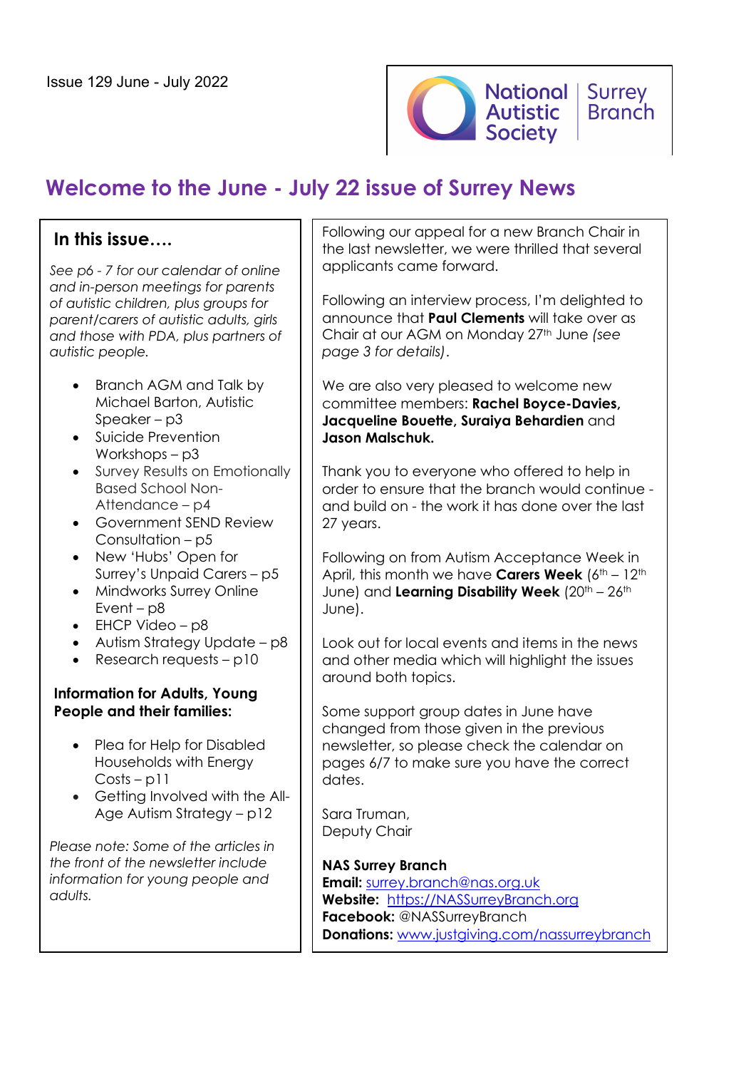Issue 129 June - July 2022

National Autistic Society | Surrey Branch

# Welcome to the June - July 22 issue of Surrey News

## In this issue….

*See p6 - 7 for our calendar of online and in-person meetings for parents of autistic children, plus groups for parent/carers of autistic adults, girls and those with PDA, plus partners of autistic people.*

- Branch AGM and Talk by Michael Barton, Autistic Speaker – p3
- Suicide Prevention Workshops – p3
- Survey Results on Emotionally Based School Non-Attendance – p4
- Government SEND Review Consultation – p5
- New 'Hubs' Open for Surrey's Unpaid Carers – p5
- Mindworks Surrey Online Event – p8
- EHCP Video – p8
- Autism Strategy Update – p8
- Research requests – p10

**Information for Adults, Young People and their families:**

- Plea for Help for Disabled Households with Energy Costs – p11
- Getting Involved with the All-Age Autism Strategy – p12

*Please note: Some of the articles in the front of the newsletter include information for young people and adults.*

Following our appeal for a new Branch Chair in the last newsletter, we were thrilled that several applicants came forward.

Following an interview process, I'm delighted to announce that **Paul Clements** will take over as Chair at our AGM on Monday 27th June *(see page 3 for details)*.

We are also very pleased to welcome new committee members: **Rachel Boyce-Davies, Jacqueline Bouette, Suraiya Behardien** and **Jason Malschuk.**

Thank you to everyone who offered to help in order to ensure that the branch would continue - and build on - the work it has done over the last 27 years.

Following on from Autism Acceptance Week in April, this month we have **Carers Week** (6th – 12th June) and **Learning Disability Week** (20th – 26th June).

Look out for local events and items in the news and other media which will highlight the issues around both topics.

Some support group dates in June have changed from those given in the previous newsletter, so please check the calendar on pages 6/7 to make sure you have the correct dates.

Sara Truman,
Deputy Chair

**NAS Surrey Branch**
**Email:** surrey.branch@nas.org.uk
**Website:** https://NASSurreyBranch.org
**Facebook:** @NASSurreyBranch
**Donations:** www.justgiving.com/nassurreybranch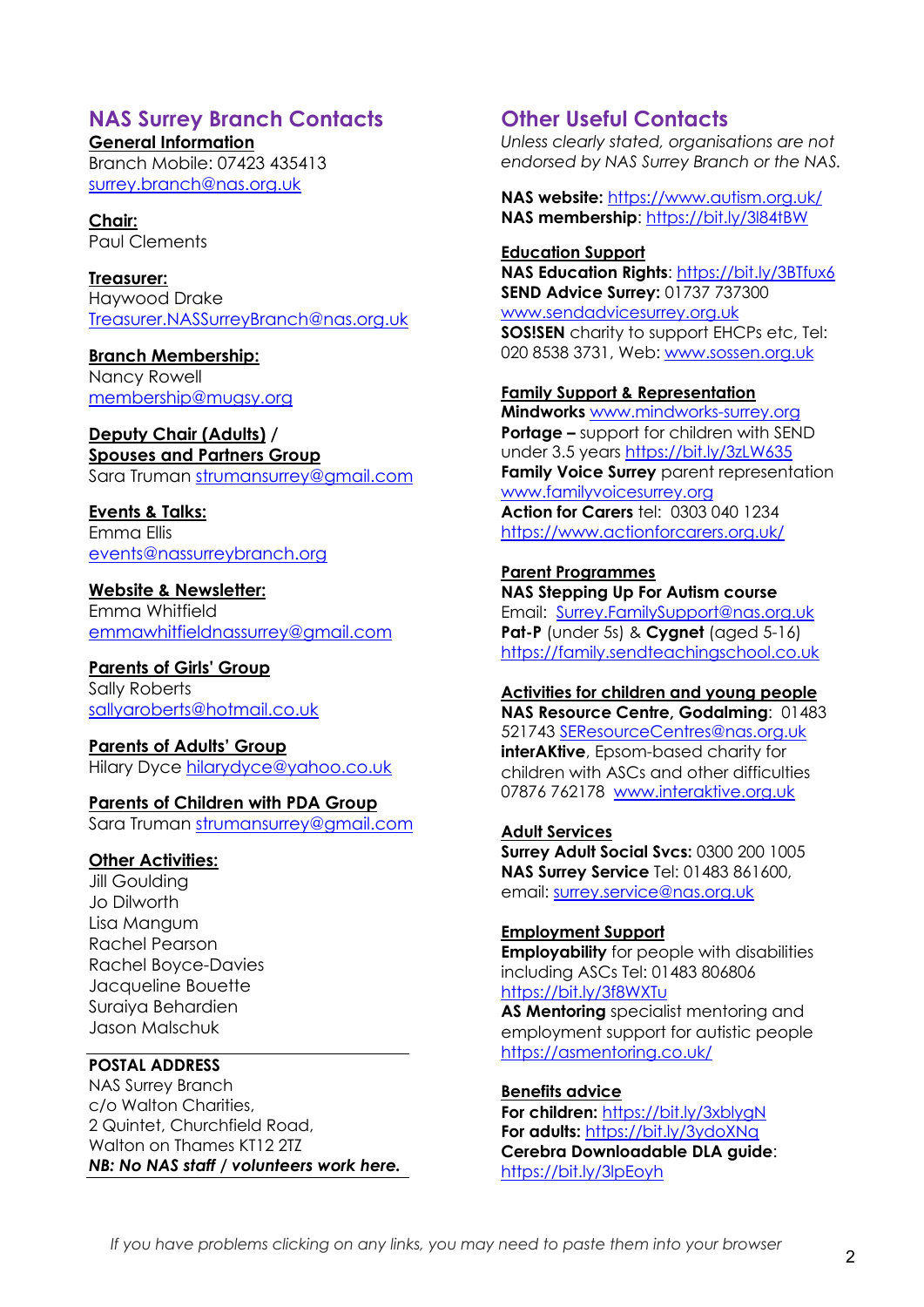## NAS Surrey Branch Contacts

**General Information**
Branch Mobile: 07423 435413
surrey.branch@nas.org.uk

**Chair:**
Paul Clements

**Treasurer:**
Haywood Drake
Treasurer.NASSurreyBranch@nas.org.uk

**Branch Membership:**
Nancy Rowell
membership@mugsy.org

**Deputy Chair (Adults) / Spouses and Partners Group**
Sara Truman strumansurrey@gmail.com

**Events & Talks:**
Emma Ellis
events@nassurreybranch.org

**Website & Newsletter:**
Emma Whitfield
emmawhitfieldnassurrey@gmail.com

**Parents of Girls' Group**
Sally Roberts
sallyaroberts@hotmail.co.uk

**Parents of Adults' Group**
Hilary Dyce hilarydyce@yahoo.co.uk

**Parents of Children with PDA Group**
Sara Truman strumansurrey@gmail.com

**Other Activities:**
Jill Goulding
Jo Dilworth
Lisa Mangum
Rachel Pearson
Rachel Boyce-Davies
Jacqueline Bouette
Suraiya Behardien
Jason Malschuk

**POSTAL ADDRESS**
NAS Surrey Branch
c/o Walton Charities,
2 Quintet, Churchfield Road,
Walton on Thames KT12 2TZ
***NB: No NAS staff / volunteers work here.***

## Other Useful Contacts

*Unless clearly stated, organisations are not endorsed by NAS Surrey Branch or the NAS.*

**NAS website:** https://www.autism.org.uk/
**NAS membership**: https://bit.ly/3l84tBW

**Education Support**
**NAS Education Rights**: https://bit.ly/3BTfux6
**SEND Advice Surrey:** 01737 737300
www.sendadvicesurrey.org.uk
**SOS!SEN** charity to support EHCPs etc, Tel: 020 8538 3731, Web: www.sossen.org.uk

**Family Support & Representation**
**Mindworks** www.mindworks-surrey.org
**Portage –** support for children with SEND under 3.5 years https://bit.ly/3zLW635
**Family Voice Surrey** parent representation
www.familyvoicesurrey.org
**Action for Carers** tel: 0303 040 1234
https://www.actionforcarers.org.uk/

**Parent Programmes**
**NAS Stepping Up For Autism course**
Email: Surrey.FamilySupport@nas.org.uk
**Pat-P** (under 5s) & **Cygnet** (aged 5-16)
https://family.sendteachingschool.co.uk

**Activities for children and young people**
**NAS Resource Centre, Godalming**: 01483 521743 SEResourceCentres@nas.org.uk
**interAKtive**, Epsom-based charity for children with ASCs and other difficulties 07876 762178 www.interaktive.org.uk

**Adult Services**
**Surrey Adult Social Svcs:** 0300 200 1005
**NAS Surrey Service** Tel: 01483 861600, email: surrey.service@nas.org.uk

**Employment Support**
**Employability** for people with disabilities including ASCs Tel: 01483 806806
https://bit.ly/3f8WXTu
**AS Mentoring** specialist mentoring and employment support for autistic people
https://asmentoring.co.uk/

**Benefits advice**
**For children:** https://bit.ly/3xblygN
**For adults:** https://bit.ly/3ydoXNq
**Cerebra Downloadable DLA guide**:
https://bit.ly/3lpEoyh

*If you have problems clicking on any links, you may need to paste them into your browser*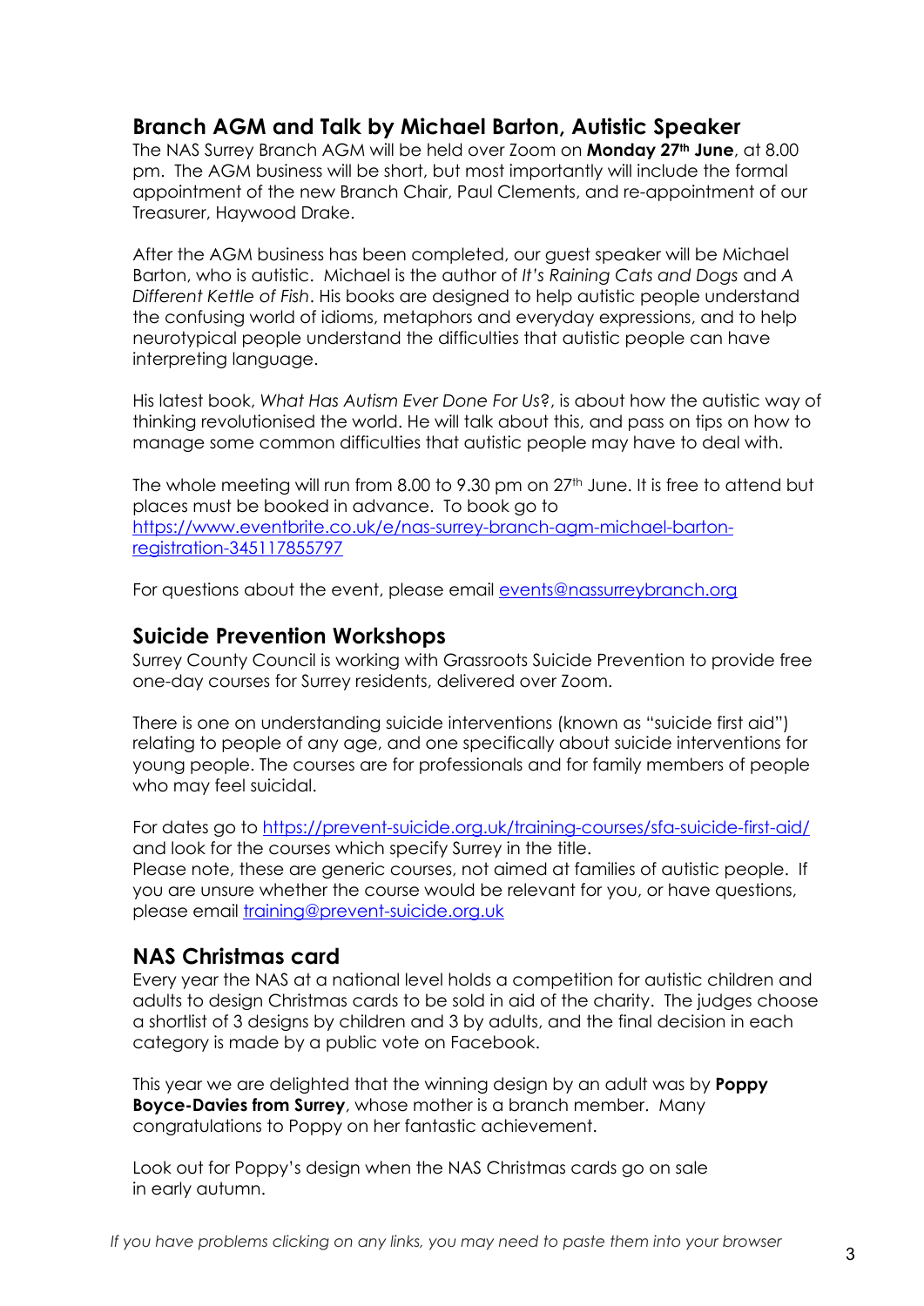## Branch AGM and Talk by Michael Barton, Autistic Speaker

The NAS Surrey Branch AGM will be held over Zoom on **Monday 27th June**, at 8.00 pm. The AGM business will be short, but most importantly will include the formal appointment of the new Branch Chair, Paul Clements, and re-appointment of our Treasurer, Haywood Drake.

After the AGM business has been completed, our guest speaker will be Michael Barton, who is autistic. Michael is the author of *It's Raining Cats and Dogs* and *A Different Kettle of Fish*. His books are designed to help autistic people understand the confusing world of idioms, metaphors and everyday expressions, and to help neurotypical people understand the difficulties that autistic people can have interpreting language.

His latest book, *What Has Autism Ever Done For Us?*, is about how the autistic way of thinking revolutionised the world. He will talk about this, and pass on tips on how to manage some common difficulties that autistic people may have to deal with.

The whole meeting will run from 8.00 to 9.30 pm on 27th June. It is free to attend but places must be booked in advance. To book go to https://www.eventbrite.co.uk/e/nas-surrey-branch-agm-michael-barton-registration-345117855797

For questions about the event, please email events@nassurreybranch.org

## Suicide Prevention Workshops

Surrey County Council is working with Grassroots Suicide Prevention to provide free one-day courses for Surrey residents, delivered over Zoom.

There is one on understanding suicide interventions (known as "suicide first aid") relating to people of any age, and one specifically about suicide interventions for young people. The courses are for professionals and for family members of people who may feel suicidal.

For dates go to https://prevent-suicide.org.uk/training-courses/sfa-suicide-first-aid/ and look for the courses which specify Surrey in the title.
Please note, these are generic courses, not aimed at families of autistic people. If you are unsure whether the course would be relevant for you, or have questions, please email training@prevent-suicide.org.uk

## NAS Christmas card

Every year the NAS at a national level holds a competition for autistic children and adults to design Christmas cards to be sold in aid of the charity. The judges choose a shortlist of 3 designs by children and 3 by adults, and the final decision in each category is made by a public vote on Facebook.

This year we are delighted that the winning design by an adult was by **Poppy Boyce-Davies from Surrey**, whose mother is a branch member. Many congratulations to Poppy on her fantastic achievement.

Look out for Poppy's design when the NAS Christmas cards go on sale in early autumn.

*If you have problems clicking on any links, you may need to paste them into your browser*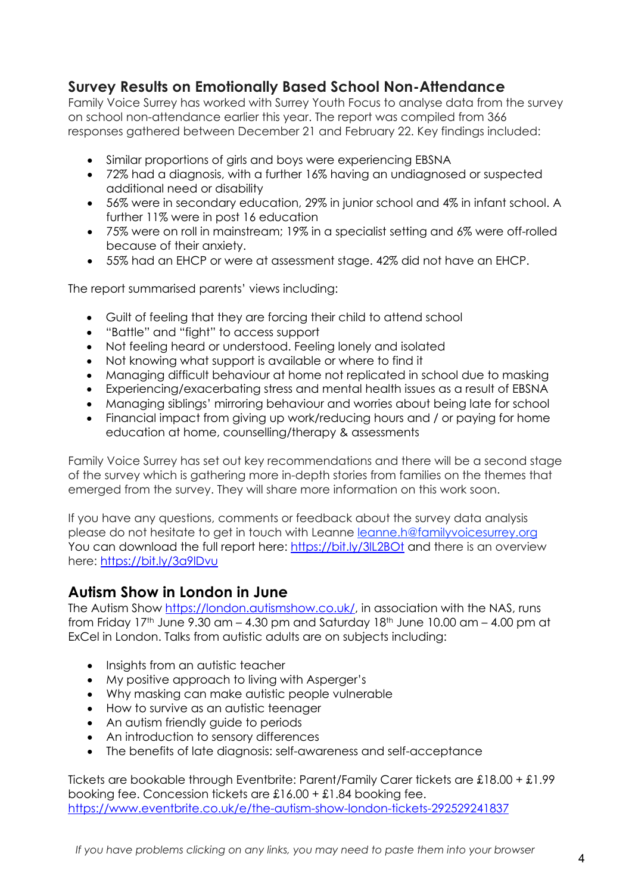## Survey Results on Emotionally Based School Non-Attendance

Family Voice Surrey has worked with Surrey Youth Focus to analyse data from the survey on school non-attendance earlier this year. The report was compiled from 366 responses gathered between December 21 and February 22. Key findings included:

- Similar proportions of girls and boys were experiencing EBSNA
- 72% had a diagnosis, with a further 16% having an undiagnosed or suspected additional need or disability
- 56% were in secondary education, 29% in junior school and 4% in infant school. A further 11% were in post 16 education
- 75% were on roll in mainstream; 19% in a specialist setting and 6% were off-rolled because of their anxiety.
- 55% had an EHCP or were at assessment stage. 42% did not have an EHCP.

The report summarised parents' views including:

- Guilt of feeling that they are forcing their child to attend school
- "Battle" and "fight" to access support
- Not feeling heard or understood. Feeling lonely and isolated
- Not knowing what support is available or where to find it
- Managing difficult behaviour at home not replicated in school due to masking
- Experiencing/exacerbating stress and mental health issues as a result of EBSNA
- Managing siblings' mirroring behaviour and worries about being late for school
- Financial impact from giving up work/reducing hours and / or paying for home education at home, counselling/therapy & assessments

Family Voice Surrey has set out key recommendations and there will be a second stage of the survey which is gathering more in-depth stories from families on the themes that emerged from the survey. They will share more information on this work soon.

If you have any questions, comments or feedback about the survey data analysis please do not hesitate to get in touch with Leanne leanne.h@familyvoicesurrey.org
You can download the full report here: https://bit.ly/3lL2BOt and there is an overview here: https://bit.ly/3a9lDvu

## Autism Show in London in June

The Autism Show https://london.autismshow.co.uk/, in association with the NAS, runs from Friday 17th June 9.30 am – 4.30 pm and Saturday 18th June 10.00 am – 4.00 pm at ExCel in London. Talks from autistic adults are on subjects including:

- Insights from an autistic teacher
- My positive approach to living with Asperger's
- Why masking can make autistic people vulnerable
- How to survive as an autistic teenager
- An autism friendly guide to periods
- An introduction to sensory differences
- The benefits of late diagnosis: self-awareness and self-acceptance

Tickets are bookable through Eventbrite: Parent/Family Carer tickets are £18.00 + £1.99 booking fee. Concession tickets are £16.00 + £1.84 booking fee.
https://www.eventbrite.co.uk/e/the-autism-show-london-tickets-292529241837

*If you have problems clicking on any links, you may need to paste them into your browser*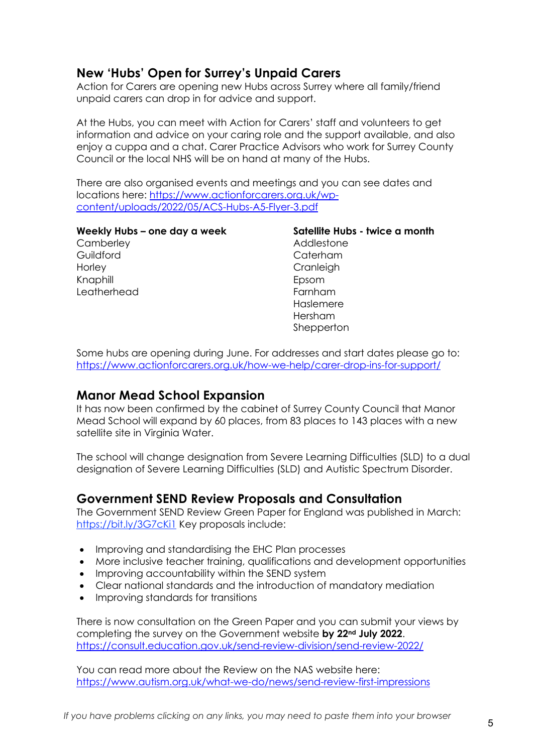## New 'Hubs' Open for Surrey's Unpaid Carers

Action for Carers are opening new Hubs across Surrey where all family/friend unpaid carers can drop in for advice and support.

At the Hubs, you can meet with Action for Carers' staff and volunteers to get information and advice on your caring role and the support available, and also enjoy a cuppa and a chat. Carer Practice Advisors who work for Surrey County Council or the local NHS will be on hand at many of the Hubs.

There are also organised events and meetings and you can see dates and locations here: https://www.actionforcarers.org.uk/wp-content/uploads/2022/05/ACS-Hubs-A5-Flyer-3.pdf

**Weekly Hubs – one day a week**

Camberley
Guildford
Horley
Knaphill
Leatherhead

**Satellite Hubs - twice a month**

Addlestone
Caterham
Cranleigh
Epsom
Farnham
Haslemere
Hersham
Shepperton

Some hubs are opening during June. For addresses and start dates please go to: https://www.actionforcarers.org.uk/how-we-help/carer-drop-ins-for-support/

## Manor Mead School Expansion

It has now been confirmed by the cabinet of Surrey County Council that Manor Mead School will expand by 60 places, from 83 places to 143 places with a new satellite site in Virginia Water.

The school will change designation from Severe Learning Difficulties (SLD) to a dual designation of Severe Learning Difficulties (SLD) and Autistic Spectrum Disorder.

## Government SEND Review Proposals and Consultation

The Government SEND Review Green Paper for England was published in March: https://bit.ly/3G7cKi1 Key proposals include:

- Improving and standardising the EHC Plan processes
- More inclusive teacher training, qualifications and development opportunities
- Improving accountability within the SEND system
- Clear national standards and the introduction of mandatory mediation
- Improving standards for transitions

There is now consultation on the Green Paper and you can submit your views by completing the survey on the Government website **by 22nd July 2022**. https://consult.education.gov.uk/send-review-division/send-review-2022/

You can read more about the Review on the NAS website here: https://www.autism.org.uk/what-we-do/news/send-review-first-impressions

*If you have problems clicking on any links, you may need to paste them into your browser*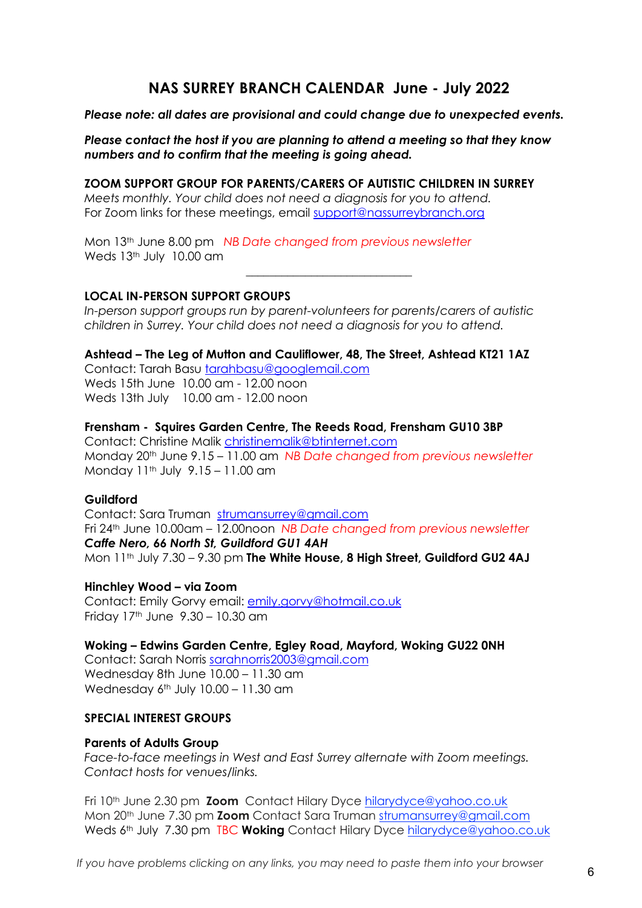# NAS SURREY BRANCH CALENDAR  June - July 2022

***Please note: all dates are provisional and could change due to unexpected events.***

***Please contact the host if you are planning to attend a meeting so that they know numbers and to confirm that the meeting is going ahead.***

**ZOOM SUPPORT GROUP FOR PARENTS/CARERS OF AUTISTIC CHILDREN IN SURREY**

*Meets monthly. Your child does not need a diagnosis for you to attend.*
For Zoom links for these meetings, email support@nassurreybranch.org

Mon 13th June 8.00 pm  *NB Date changed from previous newsletter*
Weds 13th July  10.00 am

---

**LOCAL IN-PERSON SUPPORT GROUPS**

*In-person support groups run by parent-volunteers for parents/carers of autistic children in Surrey. Your child does not need a diagnosis for you to attend.*

**Ashtead – The Leg of Mutton and Cauliflower, 48, The Street, Ashtead KT21 1AZ**
Contact: Tarah Basu tarahbasu@googlemail.com
Weds 15th June  10.00 am - 12.00 noon
Weds 13th July  10.00 am - 12.00 noon

**Frensham -  Squires Garden Centre, The Reeds Road, Frensham GU10 3BP**
Contact: Christine Malik christinemalik@btinternet.com
Monday 20th June 9.15 – 11.00 am  *NB Date changed from previous newsletter*
Monday 11th July  9.15 – 11.00 am

**Guildford**
Contact: Sara Truman  strumansurrey@gmail.com
Fri 24th June 10.00am – 12.00noon  *NB Date changed from previous newsletter*
***Caffe Nero, 66 North St, Guildford GU1 4AH***
Mon 11th July 7.30 – 9.30 pm **The White House, 8 High Street, Guildford GU2 4AJ**

**Hinchley Wood – via Zoom**
Contact: Emily Gorvy email: emily.gorvy@hotmail.co.uk
Friday 17th June  9.30 – 10.30 am

**Woking – Edwins Garden Centre, Egley Road, Mayford, Woking GU22 0NH**
Contact: Sarah Norris sarahnorris2003@gmail.com
Wednesday 8th June 10.00 – 11.30 am
Wednesday 6th July 10.00 – 11.30 am

**SPECIAL INTEREST GROUPS**

**Parents of Adults Group**
*Face-to-face meetings in West and East Surrey alternate with Zoom meetings. Contact hosts for venues/links.*

Fri 10th June 2.30 pm  **Zoom**  Contact Hilary Dyce hilarydyce@yahoo.co.uk
Mon 20th June 7.30 pm **Zoom** Contact Sara Truman strumansurrey@gmail.com
Weds 6th July  7.30 pm  TBC **Woking** Contact Hilary Dyce hilarydyce@yahoo.co.uk

*If you have problems clicking on any links, you may need to paste them into your browser*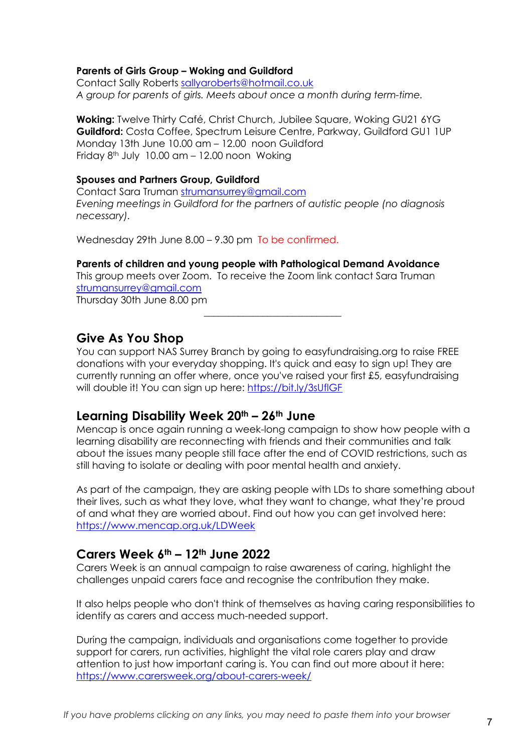**Parents of Girls Group – Woking and Guildford**
Contact Sally Roberts sallyaroberts@hotmail.co.uk
*A group for parents of girls. Meets about once a month during term-time.*

**Woking:** Twelve Thirty Café, Christ Church, Jubilee Square, Woking GU21 6YG
**Guildford:** Costa Coffee, Spectrum Leisure Centre, Parkway, Guildford GU1 1UP
Monday 13th June 10.00 am – 12.00 noon Guildford
Friday 8th July 10.00 am – 12.00 noon Woking

**Spouses and Partners Group, Guildford**
Contact Sara Truman strumansurrey@gmail.com
*Evening meetings in Guildford for the partners of autistic people (no diagnosis necessary).*

Wednesday 29th June 8.00 – 9.30 pm To be confirmed.

**Parents of children and young people with Pathological Demand Avoidance**
This group meets over Zoom. To receive the Zoom link contact Sara Truman strumansurrey@gmail.com
Thursday 30th June 8.00 pm

---

## Give As You Shop

You can support NAS Surrey Branch by going to easyfundraising.org to raise FREE donations with your everyday shopping. It's quick and easy to sign up! They are currently running an offer where, once you've raised your first £5, easyfundraising will double it! You can sign up here: https://bit.ly/3sUflGF

## Learning Disability Week 20th – 26th June

Mencap is once again running a week-long campaign to show how people with a learning disability are reconnecting with friends and their communities and talk about the issues many people still face after the end of COVID restrictions, such as still having to isolate or dealing with poor mental health and anxiety.

As part of the campaign, they are asking people with LDs to share something about their lives, such as what they love, what they want to change, what they're proud of and what they are worried about. Find out how you can get involved here: https://www.mencap.org.uk/LDWeek

## Carers Week 6th – 12th June 2022

Carers Week is an annual campaign to raise awareness of caring, highlight the challenges unpaid carers face and recognise the contribution they make.

It also helps people who don't think of themselves as having caring responsibilities to identify as carers and access much-needed support.

During the campaign, individuals and organisations come together to provide support for carers, run activities, highlight the vital role carers play and draw attention to just how important caring is. You can find out more about it here: https://www.carersweek.org/about-carers-week/

*If you have problems clicking on any links, you may need to paste them into your browser*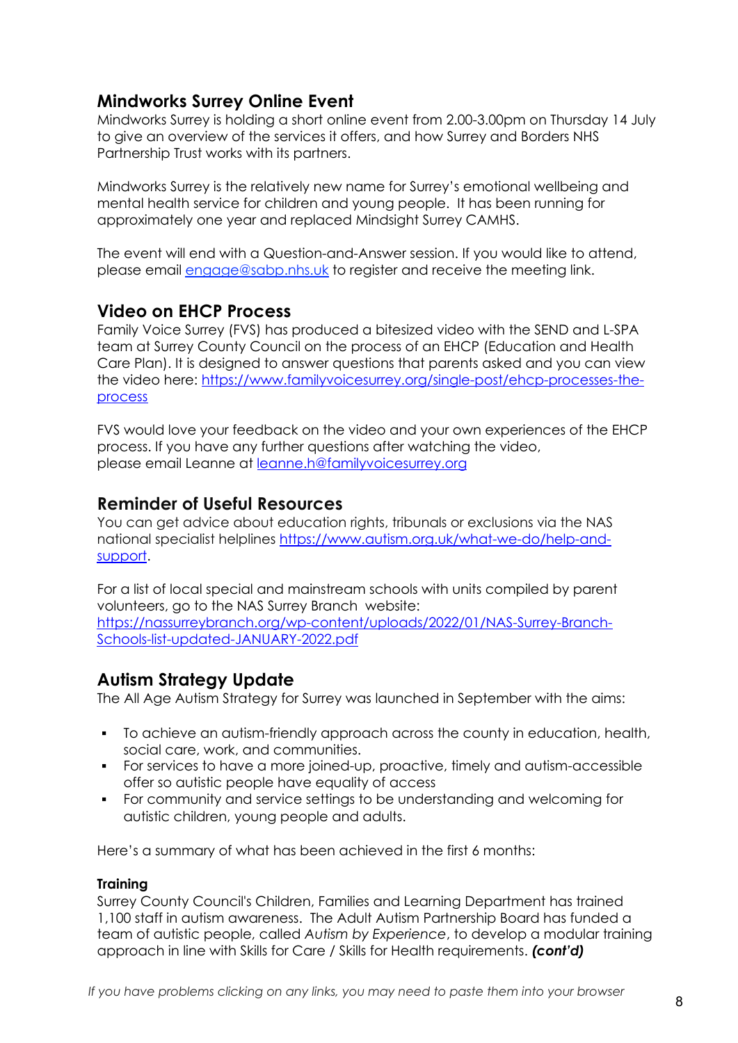## Mindworks Surrey Online Event

Mindworks Surrey is holding a short online event from 2.00-3.00pm on Thursday 14 July to give an overview of the services it offers, and how Surrey and Borders NHS Partnership Trust works with its partners.

Mindworks Surrey is the relatively new name for Surrey's emotional wellbeing and mental health service for children and young people. It has been running for approximately one year and replaced Mindsight Surrey CAMHS.

The event will end with a Question-and-Answer session. If you would like to attend, please email engage@sabp.nhs.uk to register and receive the meeting link.

## Video on EHCP Process

Family Voice Surrey (FVS) has produced a bitesized video with the SEND and L-SPA team at Surrey County Council on the process of an EHCP (Education and Health Care Plan). It is designed to answer questions that parents asked and you can view the video here: https://www.familyvoicesurrey.org/single-post/ehcp-processes-the-process

FVS would love your feedback on the video and your own experiences of the EHCP process. If you have any further questions after watching the video, please email Leanne at leanne.h@familyvoicesurrey.org

## Reminder of Useful Resources

You can get advice about education rights, tribunals or exclusions via the NAS national specialist helplines https://www.autism.org.uk/what-we-do/help-and-support.

For a list of local special and mainstream schools with units compiled by parent volunteers, go to the NAS Surrey Branch website: https://nassurreybranch.org/wp-content/uploads/2022/01/NAS-Surrey-Branch-Schools-list-updated-JANUARY-2022.pdf

## Autism Strategy Update

The All Age Autism Strategy for Surrey was launched in September with the aims:

- To achieve an autism-friendly approach across the county in education, health, social care, work, and communities.
- For services to have a more joined-up, proactive, timely and autism-accessible offer so autistic people have equality of access
- For community and service settings to be understanding and welcoming for autistic children, young people and adults.

Here's a summary of what has been achieved in the first 6 months:

**Training**

Surrey County Council's Children, Families and Learning Department has trained 1,100 staff in autism awareness. The Adult Autism Partnership Board has funded a team of autistic people, called *Autism by Experience*, to develop a modular training approach in line with Skills for Care / Skills for Health requirements. ***(cont'd)***

*If you have problems clicking on any links, you may need to paste them into your browser*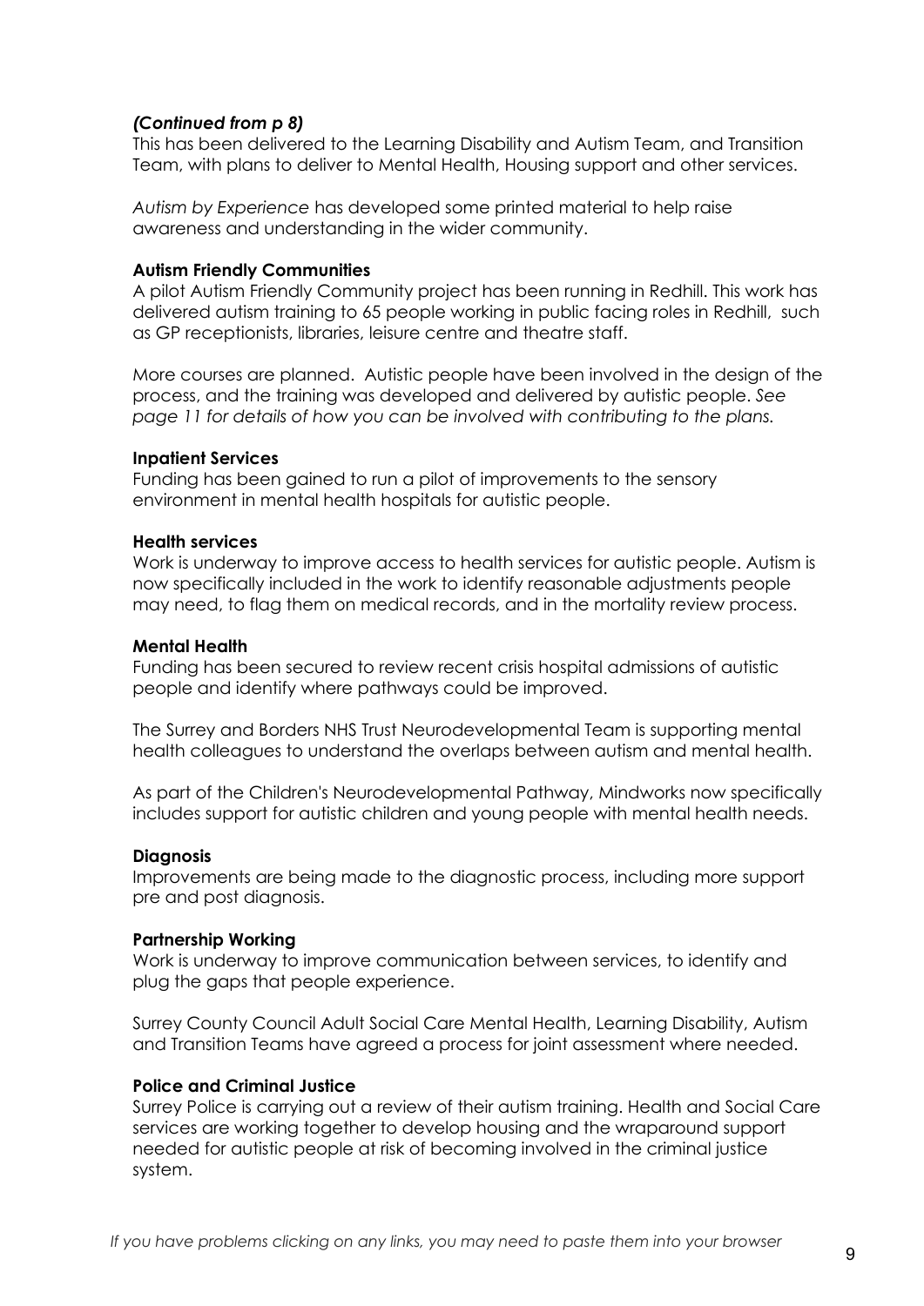***(Continued from p 8)***

This has been delivered to the Learning Disability and Autism Team, and Transition Team, with plans to deliver to Mental Health, Housing support and other services.

*Autism by Experience* has developed some printed material to help raise awareness and understanding in the wider community.

**Autism Friendly Communities**

A pilot Autism Friendly Community project has been running in Redhill. This work has delivered autism training to 65 people working in public facing roles in Redhill, such as GP receptionists, libraries, leisure centre and theatre staff.

More courses are planned. Autistic people have been involved in the design of the process, and the training was developed and delivered by autistic people. *See page 11 for details of how you can be involved with contributing to the plans.*

**Inpatient Services**

Funding has been gained to run a pilot of improvements to the sensory environment in mental health hospitals for autistic people.

**Health services**

Work is underway to improve access to health services for autistic people. Autism is now specifically included in the work to identify reasonable adjustments people may need, to flag them on medical records, and in the mortality review process.

**Mental Health**

Funding has been secured to review recent crisis hospital admissions of autistic people and identify where pathways could be improved.

The Surrey and Borders NHS Trust Neurodevelopmental Team is supporting mental health colleagues to understand the overlaps between autism and mental health.

As part of the Children's Neurodevelopmental Pathway, Mindworks now specifically includes support for autistic children and young people with mental health needs.

**Diagnosis**

Improvements are being made to the diagnostic process, including more support pre and post diagnosis.

**Partnership Working**

Work is underway to improve communication between services, to identify and plug the gaps that people experience.

Surrey County Council Adult Social Care Mental Health, Learning Disability, Autism and Transition Teams have agreed a process for joint assessment where needed.

**Police and Criminal Justice**

Surrey Police is carrying out a review of their autism training. Health and Social Care services are working together to develop housing and the wraparound support needed for autistic people at risk of becoming involved in the criminal justice system.

*If you have problems clicking on any links, you may need to paste them into your browser*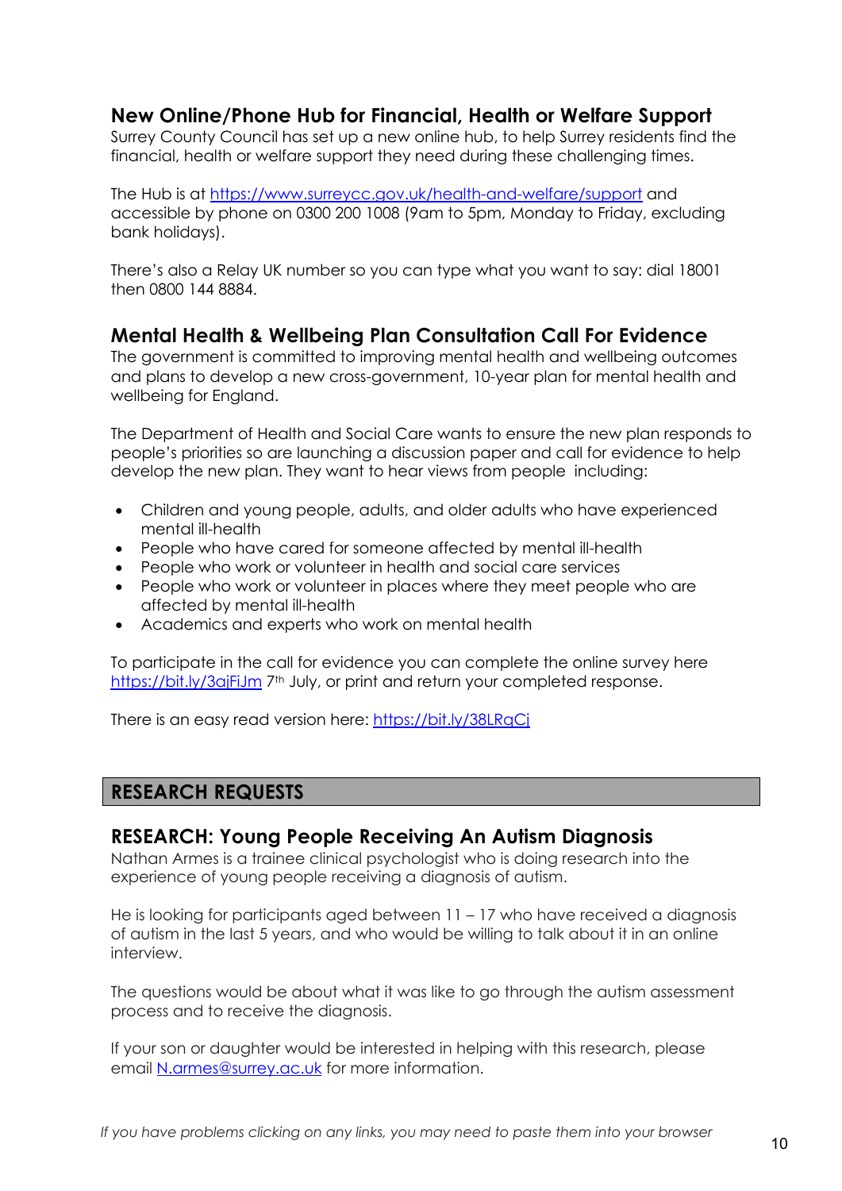## New Online/Phone Hub for Financial, Health or Welfare Support

Surrey County Council has set up a new online hub, to help Surrey residents find the financial, health or welfare support they need during these challenging times.

The Hub is at https://www.surreycc.gov.uk/health-and-welfare/support and accessible by phone on 0300 200 1008 (9am to 5pm, Monday to Friday, excluding bank holidays).

There's also a Relay UK number so you can type what you want to say: dial 18001 then 0800 144 8884.

## Mental Health & Wellbeing Plan Consultation Call For Evidence

The government is committed to improving mental health and wellbeing outcomes and plans to develop a new cross-government, 10-year plan for mental health and wellbeing for England.

The Department of Health and Social Care wants to ensure the new plan responds to people's priorities so are launching a discussion paper and call for evidence to help develop the new plan. They want to hear views from people including:

- Children and young people, adults, and older adults who have experienced mental ill-health
- People who have cared for someone affected by mental ill-health
- People who work or volunteer in health and social care services
- People who work or volunteer in places where they meet people who are affected by mental ill-health
- Academics and experts who work on mental health

To participate in the call for evidence you can complete the online survey here https://bit.ly/3ajFiJm 7th July, or print and return your completed response.

There is an easy read version here: https://bit.ly/38LRqCj

# RESEARCH REQUESTS

## RESEARCH: Young People Receiving An Autism Diagnosis

Nathan Armes is a trainee clinical psychologist who is doing research into the experience of young people receiving a diagnosis of autism.

He is looking for participants aged between 11 – 17 who have received a diagnosis of autism in the last 5 years, and who would be willing to talk about it in an online interview.

The questions would be about what it was like to go through the autism assessment process and to receive the diagnosis.

If your son or daughter would be interested in helping with this research, please email N.armes@surrey.ac.uk for more information.

*If you have problems clicking on any links, you may need to paste them into your browser*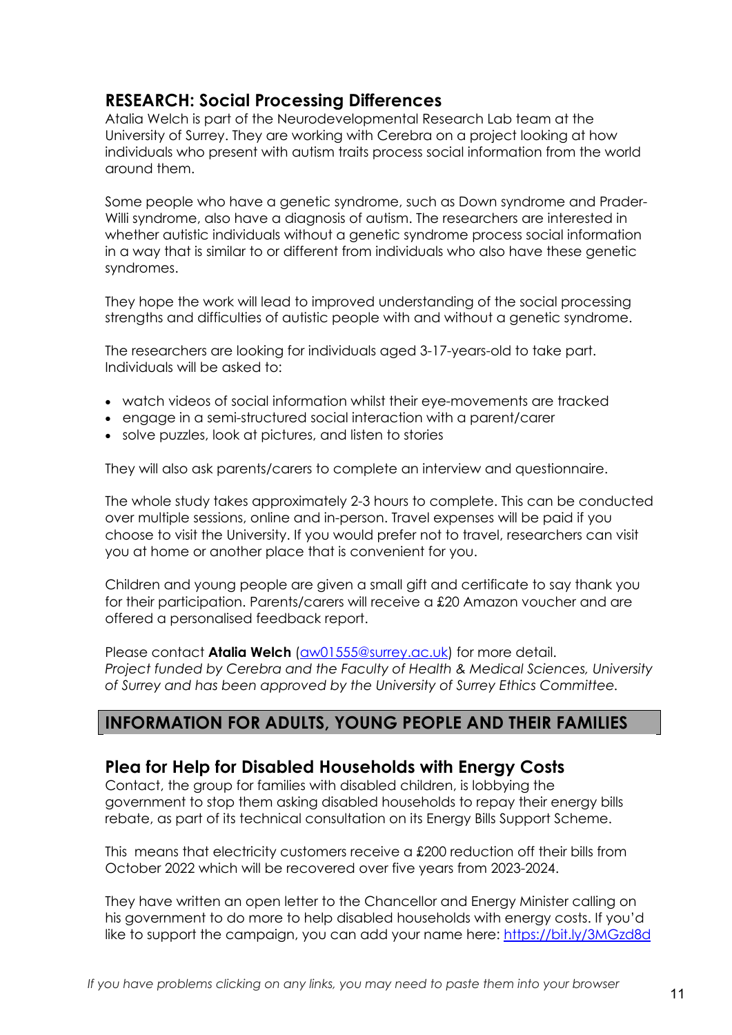## RESEARCH: Social Processing Differences

Atalia Welch is part of the Neurodevelopmental Research Lab team at the University of Surrey. They are working with Cerebra on a project looking at how individuals who present with autism traits process social information from the world around them.

Some people who have a genetic syndrome, such as Down syndrome and Prader-Willi syndrome, also have a diagnosis of autism. The researchers are interested in whether autistic individuals without a genetic syndrome process social information in a way that is similar to or different from individuals who also have these genetic syndromes.

They hope the work will lead to improved understanding of the social processing strengths and difficulties of autistic people with and without a genetic syndrome.

The researchers are looking for individuals aged 3-17-years-old to take part. Individuals will be asked to:

- watch videos of social information whilst their eye-movements are tracked
- engage in a semi-structured social interaction with a parent/carer
- solve puzzles, look at pictures, and listen to stories

They will also ask parents/carers to complete an interview and questionnaire.

The whole study takes approximately 2-3 hours to complete. This can be conducted over multiple sessions, online and in-person. Travel expenses will be paid if you choose to visit the University. If you would prefer not to travel, researchers can visit you at home or another place that is convenient for you.

Children and young people are given a small gift and certificate to say thank you for their participation. Parents/carers will receive a £20 Amazon voucher and are offered a personalised feedback report.

Please contact **Atalia Welch** (aw01555@surrey.ac.uk) for more detail.
*Project funded by Cerebra and the Faculty of Health & Medical Sciences, University of Surrey and has been approved by the University of Surrey Ethics Committee.*

## INFORMATION FOR ADULTS, YOUNG PEOPLE AND THEIR FAMILIES

### Plea for Help for Disabled Households with Energy Costs

Contact, the group for families with disabled children, is lobbying the government to stop them asking disabled households to repay their energy bills rebate, as part of its technical consultation on its Energy Bills Support Scheme.

This means that electricity customers receive a £200 reduction off their bills from October 2022 which will be recovered over five years from 2023-2024.

They have written an open letter to the Chancellor and Energy Minister calling on his government to do more to help disabled households with energy costs. If you'd like to support the campaign, you can add your name here: https://bit.ly/3MGzd8d

*If you have problems clicking on any links, you may need to paste them into your browser*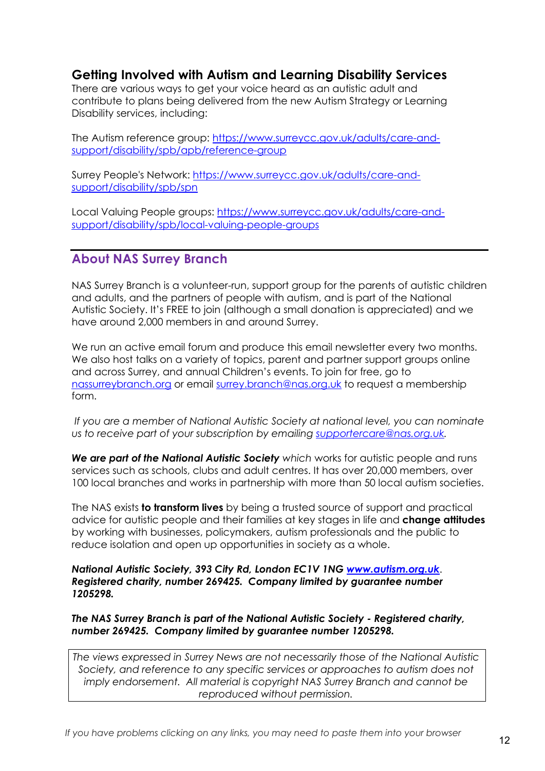## Getting Involved with Autism and Learning Disability Services

There are various ways to get your voice heard as an autistic adult and contribute to plans being delivered from the new Autism Strategy or Learning Disability services, including:

The Autism reference group: https://www.surreycc.gov.uk/adults/care-and-support/disability/spb/apb/reference-group

Surrey People's Network: https://www.surreycc.gov.uk/adults/care-and-support/disability/spb/spn

Local Valuing People groups: https://www.surreycc.gov.uk/adults/care-and-support/disability/spb/local-valuing-people-groups

---

## About NAS Surrey Branch

NAS Surrey Branch is a volunteer-run, support group for the parents of autistic children and adults, and the partners of people with autism, and is part of the National Autistic Society. It's FREE to join (although a small donation is appreciated) and we have around 2,000 members in and around Surrey.

We run an active email forum and produce this email newsletter every two months. We also host talks on a variety of topics, parent and partner support groups online and across Surrey, and annual Children's events. To join for free, go to nassurreybranch.org or email surrey.branch@nas.org.uk to request a membership form.

*If you are a member of National Autistic Society at national level, you can nominate us to receive part of your subscription by emailing supportercare@nas.org.uk.*

***We are part of the National Autistic Society*** *which* works for autistic people and runs services such as schools, clubs and adult centres. It has over 20,000 members, over 100 local branches and works in partnership with more than 50 local autism societies.

The NAS exists **to transform lives** by being a trusted source of support and practical advice for autistic people and their families at key stages in life and **change attitudes** by working with businesses, policymakers, autism professionals and the public to reduce isolation and open up opportunities in society as a whole.

***National Autistic Society, 393 City Rd, London EC1V 1NG www.autism.org.uk. Registered charity, number 269425. Company limited by guarantee number 1205298.***

***The NAS Surrey Branch is part of the National Autistic Society - Registered charity, number 269425. Company limited by guarantee number 1205298.***

*The views expressed in Surrey News are not necessarily those of the National Autistic Society, and reference to any specific services or approaches to autism does not imply endorsement. All material is copyright NAS Surrey Branch and cannot be reproduced without permission.*

*If you have problems clicking on any links, you may need to paste them into your browser*